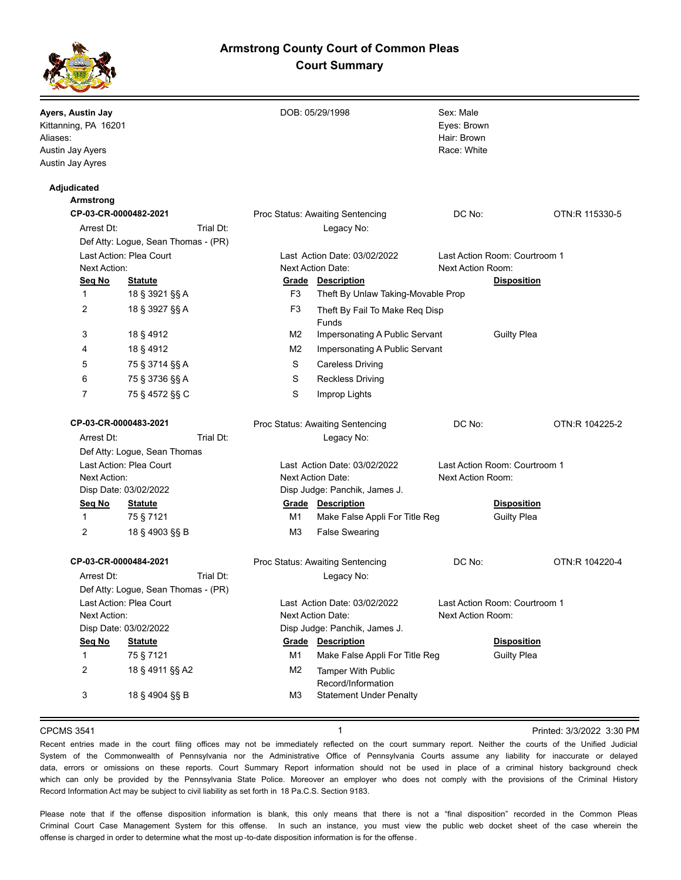# Armstrong County Court of Common Pleas
## Court Summary

**Ayers, Austin Jay**
Kittanning, PA 16201
Aliases:
Austin Jay Ayers
Austin Jay Ayres

DOB: 05/29/1998

Sex: Male
Eyes: Brown
Hair: Brown
Race: White

**Adjudicated**

**Armstrong**

**CP-03-CR-0000482-2021** — Proc Status: Awaiting Sentencing — DC No: — OTN:R 115330-5

Arrest Dt: Trial Dt: Legacy No:
Def Atty: Logue, Sean Thomas - (PR)
Last Action: Plea Court — Last Action Date: 03/02/2022 — Last Action Room: Courtroom 1
Next Action: — Next Action Date: — Next Action Room:

| Seq No | Statute | Grade | Description | Disposition |
|---|---|---|---|---|
| 1 | 18 § 3921 §§ A | F3 | Theft By Unlaw Taking-Movable Prop | |
| 2 | 18 § 3927 §§ A | F3 | Theft By Fail To Make Req Disp Funds | |
| 3 | 18 § 4912 | M2 | Impersonating A Public Servant | Guilty Plea |
| 4 | 18 § 4912 | M2 | Impersonating A Public Servant | |
| 5 | 75 § 3714 §§ A | S | Careless Driving | |
| 6 | 75 § 3736 §§ A | S | Reckless Driving | |
| 7 | 75 § 4572 §§ C | S | Improp Lights | |

**CP-03-CR-0000483-2021** — Proc Status: Awaiting Sentencing — DC No: — OTN:R 104225-2

Arrest Dt: Trial Dt: Legacy No:
Def Atty: Logue, Sean Thomas
Last Action: Plea Court — Last Action Date: 03/02/2022 — Last Action Room: Courtroom 1
Next Action: — Next Action Date: — Next Action Room:
Disp Date: 03/02/2022 — Disp Judge: Panchik, James J.

| Seq No | Statute | Grade | Description | Disposition |
|---|---|---|---|---|
| 1 | 75 § 7121 | M1 | Make False Appli For Title Reg | Guilty Plea |
| 2 | 18 § 4903 §§ B | M3 | False Swearing | |

**CP-03-CR-0000484-2021** — Proc Status: Awaiting Sentencing — DC No: — OTN:R 104220-4

Arrest Dt: Trial Dt: Legacy No:
Def Atty: Logue, Sean Thomas - (PR)
Last Action: Plea Court — Last Action Date: 03/02/2022 — Last Action Room: Courtroom 1
Next Action: — Next Action Date: — Next Action Room:
Disp Date: 03/02/2022 — Disp Judge: Panchik, James J.

| Seq No | Statute | Grade | Description | Disposition |
|---|---|---|---|---|
| 1 | 75 § 7121 | M1 | Make False Appli For Title Reg | Guilty Plea |
| 2 | 18 § 4911 §§ A2 | M2 | Tamper With Public Record/Information | |
| 3 | 18 § 4904 §§ B | M3 | Statement Under Penalty | |

CPCMS 3541 — Printed: 3/3/2022 3:30 PM

Recent entries made in the court filing offices may not be immediately reflected on the court summary report. Neither the courts of the Unified Judicial System of the Commonwealth of Pennsylvania nor the Administrative Office of Pennsylvania Courts assume any liability for inaccurate or delayed data, errors or omissions on these reports. Court Summary Report information should not be used in place of a criminal history background check which can only be provided by the Pennsylvania State Police. Moreover an employer who does not comply with the provisions of the Criminal History Record Information Act may be subject to civil liability as set forth in 18 Pa.C.S. Section 9183.

Please note that if the offense disposition information is blank, this only means that there is not a "final disposition" recorded in the Common Pleas Criminal Court Case Management System for this offense. In such an instance, you must view the public web docket sheet of the case wherein the offense is charged in order to determine what the most up-to-date disposition information is for the offense.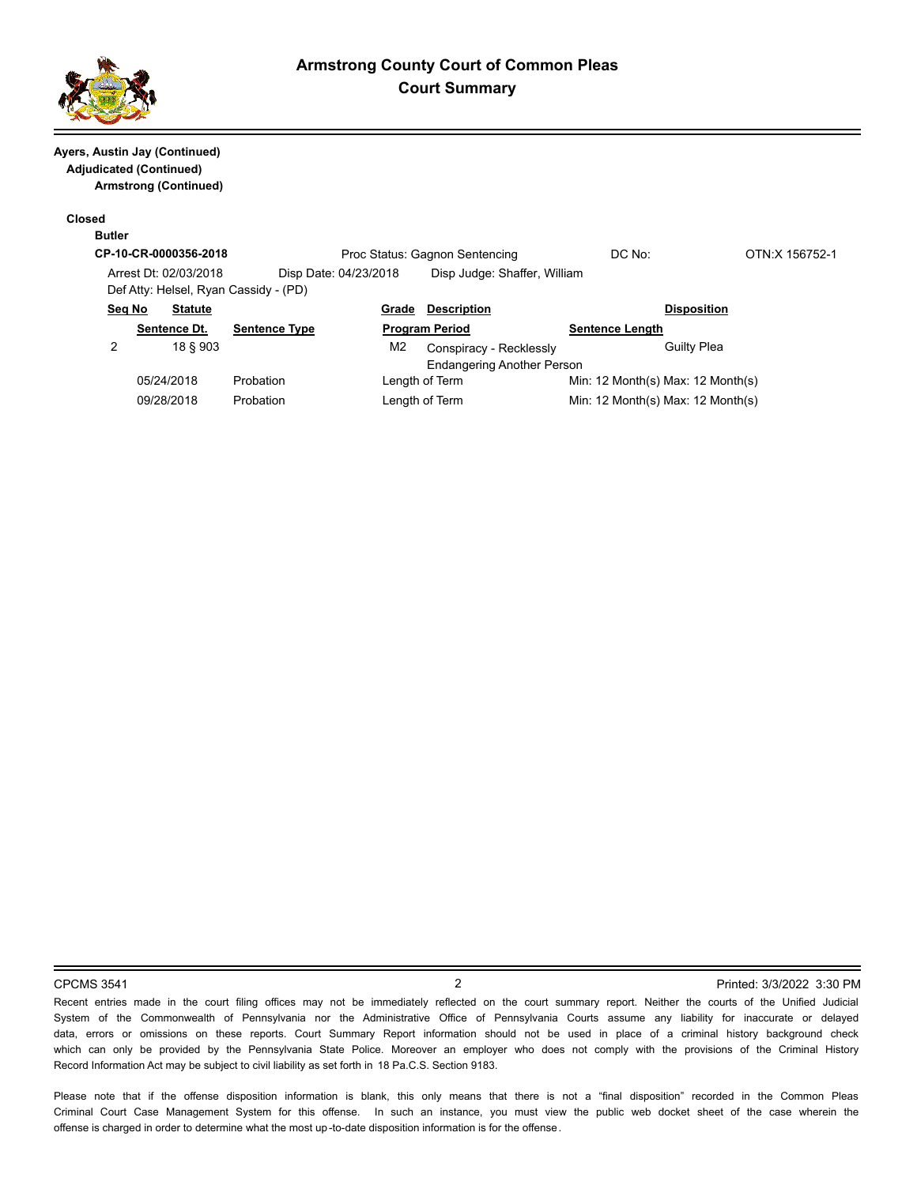# Armstrong County Court of Common Pleas
## Court Summary

**Ayers, Austin Jay (Continued)**
**Adjudicated (Continued)**
**Armstrong (Continued)**

**Closed**
**Butler**

**CP-10-CR-0000356-2018** Proc Status: Gagnon Sentencing DC No: OTN:X 156752-1

Arrest Dt: 02/03/2018 Disp Date: 04/23/2018 Disp Judge: Shaffer, William
Def Atty: Helsel, Ryan Cassidy - (PD)

| Seq No | Statute / Sentence Dt. | Sentence Type | Grade / Program Period | Description | Sentence Length | Disposition |
|---|---|---|---|---|---|---|
| 2 | 18 § 903 | | M2 | Conspiracy - Recklessly Endangering Another Person | | Guilty Plea |
| | 05/24/2018 | Probation | Length of Term | | Min: 12 Month(s) Max: 12 Month(s) | |
| | 09/28/2018 | Probation | Length of Term | | Min: 12 Month(s) Max: 12 Month(s) | |

CPCMS 3541 Printed: 3/3/2022 3:30 PM

Recent entries made in the court filing offices may not be immediately reflected on the court summary report. Neither the courts of the Unified Judicial System of the Commonwealth of Pennsylvania nor the Administrative Office of Pennsylvania Courts assume any liability for inaccurate or delayed data, errors or omissions on these reports. Court Summary Report information should not be used in place of a criminal history background check which can only be provided by the Pennsylvania State Police. Moreover an employer who does not comply with the provisions of the Criminal History Record Information Act may be subject to civil liability as set forth in 18 Pa.C.S. Section 9183.

Please note that if the offense disposition information is blank, this only means that there is not a “final disposition” recorded in the Common Pleas Criminal Court Case Management System for this offense. In such an instance, you must view the public web docket sheet of the case wherein the offense is charged in order to determine what the most up-to-date disposition information is for the offense.